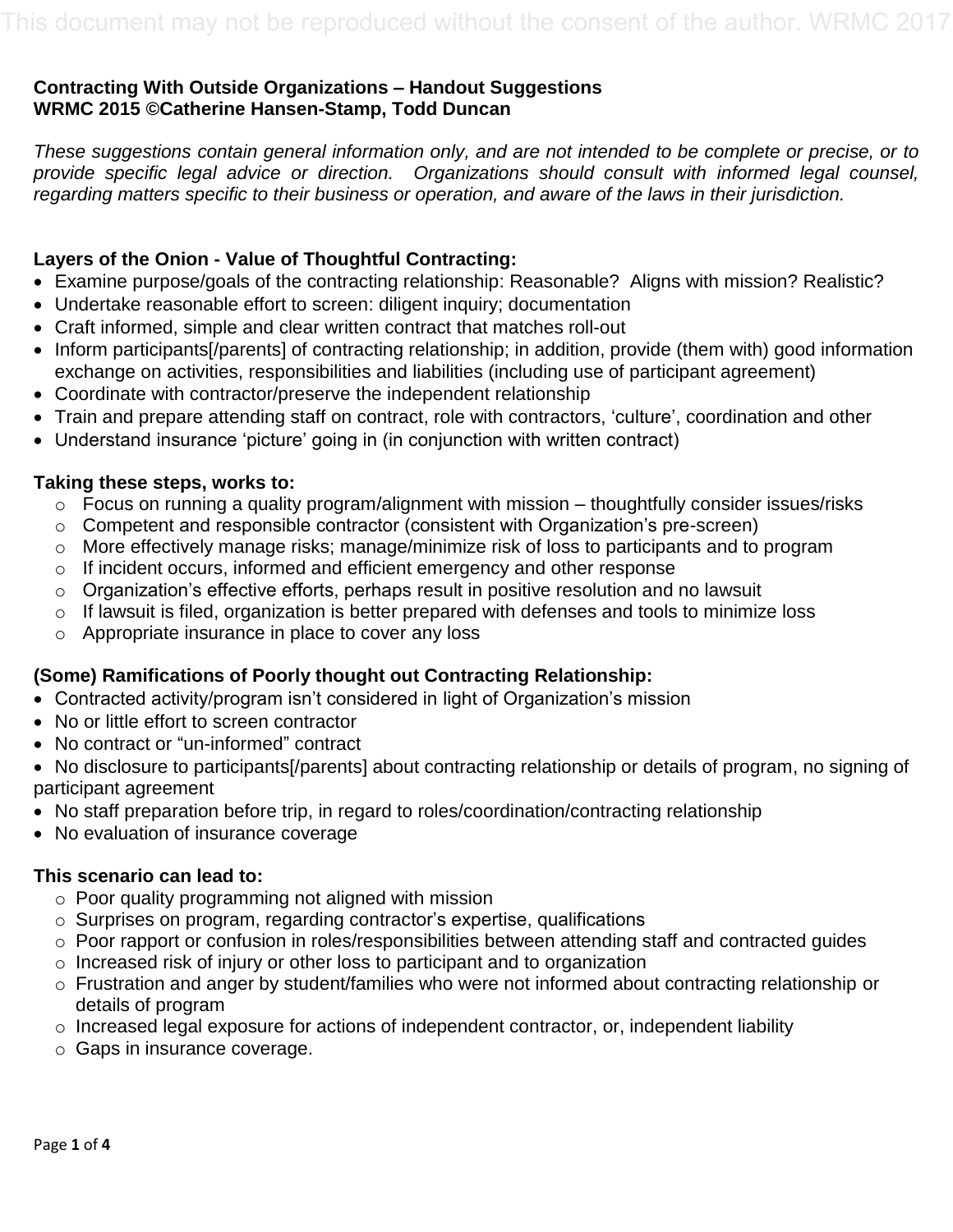**Contracting With Outside Organizations – Handout Suggestions**
**WRMC 2015 ©Catherine Hansen-Stamp, Todd Duncan**

*These suggestions contain general information only, and are not intended to be complete or precise, or to provide specific legal advice or direction. Organizations should consult with informed legal counsel, regarding matters specific to their business or operation, and aware of the laws in their jurisdiction.*

**Layers of the Onion - Value of Thoughtful Contracting:**

- Examine purpose/goals of the contracting relationship: Reasonable? Aligns with mission? Realistic?
- Undertake reasonable effort to screen: diligent inquiry; documentation
- Craft informed, simple and clear written contract that matches roll-out
- Inform participants[/parents] of contracting relationship; in addition, provide (them with) good information exchange on activities, responsibilities and liabilities (including use of participant agreement)
- Coordinate with contractor/preserve the independent relationship
- Train and prepare attending staff on contract, role with contractors, 'culture', coordination and other
- Understand insurance 'picture' going in (in conjunction with written contract)

**Taking these steps, works to:**

- Focus on running a quality program/alignment with mission – thoughtfully consider issues/risks
- Competent and responsible contractor (consistent with Organization's pre-screen)
- More effectively manage risks; manage/minimize risk of loss to participants and to program
- If incident occurs, informed and efficient emergency and other response
- Organization's effective efforts, perhaps result in positive resolution and no lawsuit
- If lawsuit is filed, organization is better prepared with defenses and tools to minimize loss
- Appropriate insurance in place to cover any loss

**(Some) Ramifications of Poorly thought out Contracting Relationship:**

- Contracted activity/program isn't considered in light of Organization's mission
- No or little effort to screen contractor
- No contract or "un-informed" contract
- No disclosure to participants[/parents] about contracting relationship or details of program, no signing of participant agreement
- No staff preparation before trip, in regard to roles/coordination/contracting relationship
- No evaluation of insurance coverage

**This scenario can lead to:**

- Poor quality programming not aligned with mission
- Surprises on program, regarding contractor's expertise, qualifications
- Poor rapport or confusion in roles/responsibilities between attending staff and contracted guides
- Increased risk of injury or other loss to participant and to organization
- Frustration and anger by student/families who were not informed about contracting relationship or details of program
- Increased legal exposure for actions of independent contractor, or, independent liability
- Gaps in insurance coverage.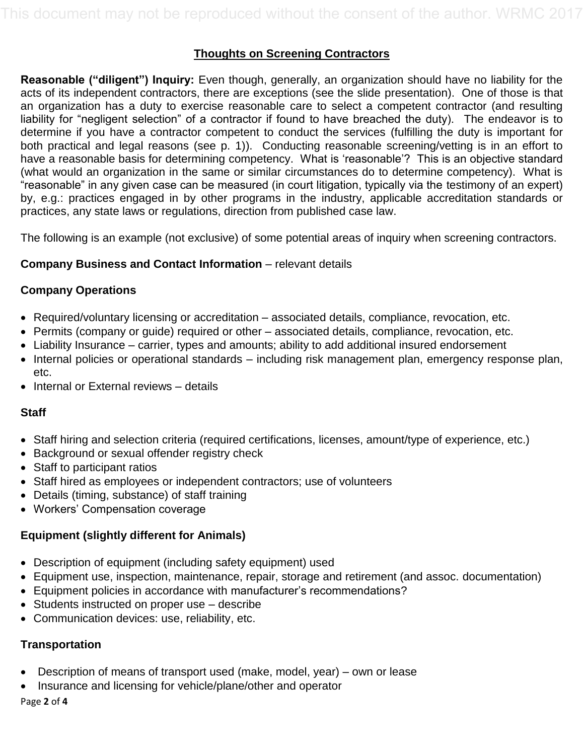## Thoughts on Screening Contractors

**Reasonable ("diligent") Inquiry:** Even though, generally, an organization should have no liability for the acts of its independent contractors, there are exceptions (see the slide presentation). One of those is that an organization has a duty to exercise reasonable care to select a competent contractor (and resulting liability for "negligent selection" of a contractor if found to have breached the duty). The endeavor is to determine if you have a contractor competent to conduct the services (fulfilling the duty is important for both practical and legal reasons (see p. 1)). Conducting reasonable screening/vetting is in an effort to have a reasonable basis for determining competency. What is 'reasonable'? This is an objective standard (what would an organization in the same or similar circumstances do to determine competency). What is "reasonable" in any given case can be measured (in court litigation, typically via the testimony of an expert) by, e.g.: practices engaged in by other programs in the industry, applicable accreditation standards or practices, any state laws or regulations, direction from published case law.

The following is an example (not exclusive) of some potential areas of inquiry when screening contractors.

**Company Business and Contact Information** – relevant details

**Company Operations**

- Required/voluntary licensing or accreditation – associated details, compliance, revocation, etc.
- Permits (company or guide) required or other – associated details, compliance, revocation, etc.
- Liability Insurance – carrier, types and amounts; ability to add additional insured endorsement
- Internal policies or operational standards – including risk management plan, emergency response plan, etc.
- Internal or External reviews – details

**Staff**

- Staff hiring and selection criteria (required certifications, licenses, amount/type of experience, etc.)
- Background or sexual offender registry check
- Staff to participant ratios
- Staff hired as employees or independent contractors; use of volunteers
- Details (timing, substance) of staff training
- Workers' Compensation coverage

**Equipment (slightly different for Animals)**

- Description of equipment (including safety equipment) used
- Equipment use, inspection, maintenance, repair, storage and retirement (and assoc. documentation)
- Equipment policies in accordance with manufacturer's recommendations?
- Students instructed on proper use – describe
- Communication devices: use, reliability, etc.

**Transportation**

- Description of means of transport used (make, model, year) – own or lease
- Insurance and licensing for vehicle/plane/other and operator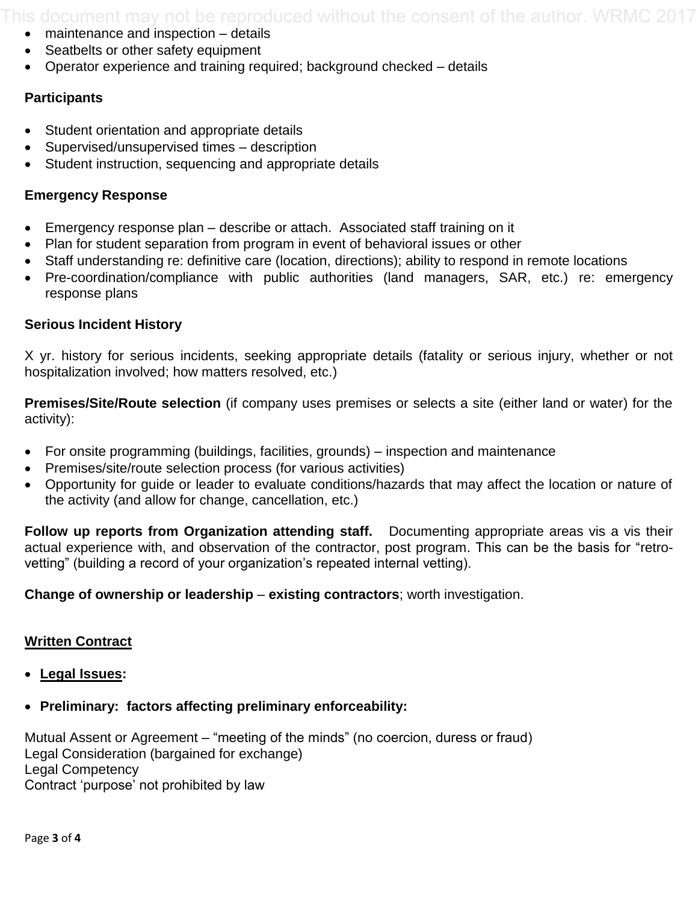- maintenance and inspection – details
- Seatbelts or other safety equipment
- Operator experience and training required; background checked – details

**Participants**

- Student orientation and appropriate details
- Supervised/unsupervised times – description
- Student instruction, sequencing and appropriate details

**Emergency Response**

- Emergency response plan – describe or attach.  Associated staff training on it
- Plan for student separation from program in event of behavioral issues or other
- Staff understanding re: definitive care (location, directions); ability to respond in remote locations
- Pre-coordination/compliance with public authorities (land managers, SAR, etc.) re: emergency response plans

**Serious Incident History**

X yr. history for serious incidents, seeking appropriate details (fatality or serious injury, whether or not hospitalization involved; how matters resolved, etc.)

**Premises/Site/Route selection** (if company uses premises or selects a site (either land or water) for the activity):

- For onsite programming (buildings, facilities, grounds) – inspection and maintenance
- Premises/site/route selection process (for various activities)
- Opportunity for guide or leader to evaluate conditions/hazards that may affect the location or nature of the activity (and allow for change, cancellation, etc.)

**Follow up reports from Organization attending staff.** Documenting appropriate areas vis a vis their actual experience with, and observation of the contractor, post program. This can be the basis for "retro-vetting" (building a record of your organization's repeated internal vetting).

**Change of ownership or leadership** – **existing contractors**; worth investigation.

## Written Contract

- **Legal Issues:**

- **Preliminary: factors affecting preliminary enforceability:**

Mutual Assent or Agreement – "meeting of the minds" (no coercion, duress or fraud)
Legal Consideration (bargained for exchange)
Legal Competency
Contract 'purpose' not prohibited by law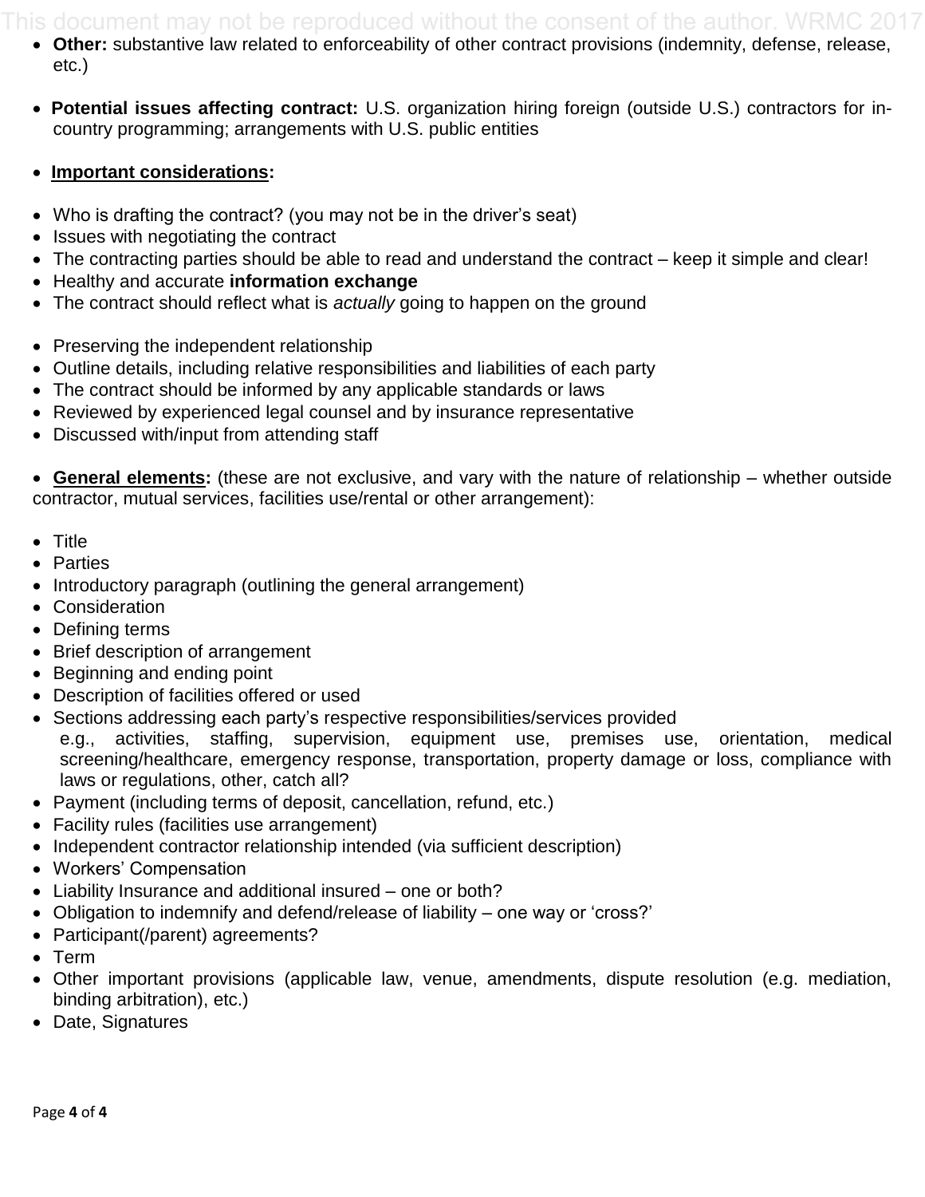- **Other:** substantive law related to enforceability of other contract provisions (indemnity, defense, release, etc.)

- **Potential issues affecting contract:** U.S. organization hiring foreign (outside U.S.) contractors for in-country programming; arrangements with U.S. public entities

- **Important considerations:**

- Who is drafting the contract? (you may not be in the driver's seat)
- Issues with negotiating the contract
- The contracting parties should be able to read and understand the contract – keep it simple and clear!
- Healthy and accurate **information exchange**
- The contract should reflect what is *actually* going to happen on the ground

- Preserving the independent relationship
- Outline details, including relative responsibilities and liabilities of each party
- The contract should be informed by any applicable standards or laws
- Reviewed by experienced legal counsel and by insurance representative
- Discussed with/input from attending staff

- **General elements:** (these are not exclusive, and vary with the nature of relationship – whether outside contractor, mutual services, facilities use/rental or other arrangement):

- Title
- Parties
- Introductory paragraph (outlining the general arrangement)
- Consideration
- Defining terms
- Brief description of arrangement
- Beginning and ending point
- Description of facilities offered or used
- Sections addressing each party's respective responsibilities/services provided
  e.g., activities, staffing, supervision, equipment use, premises use, orientation, medical screening/healthcare, emergency response, transportation, property damage or loss, compliance with laws or regulations, other, catch all?
- Payment (including terms of deposit, cancellation, refund, etc.)
- Facility rules (facilities use arrangement)
- Independent contractor relationship intended (via sufficient description)
- Workers' Compensation
- Liability Insurance and additional insured – one or both?
- Obligation to indemnify and defend/release of liability – one way or 'cross?'
- Participant(/parent) agreements?
- Term
- Other important provisions (applicable law, venue, amendments, dispute resolution (e.g. mediation, binding arbitration), etc.)
- Date, Signatures